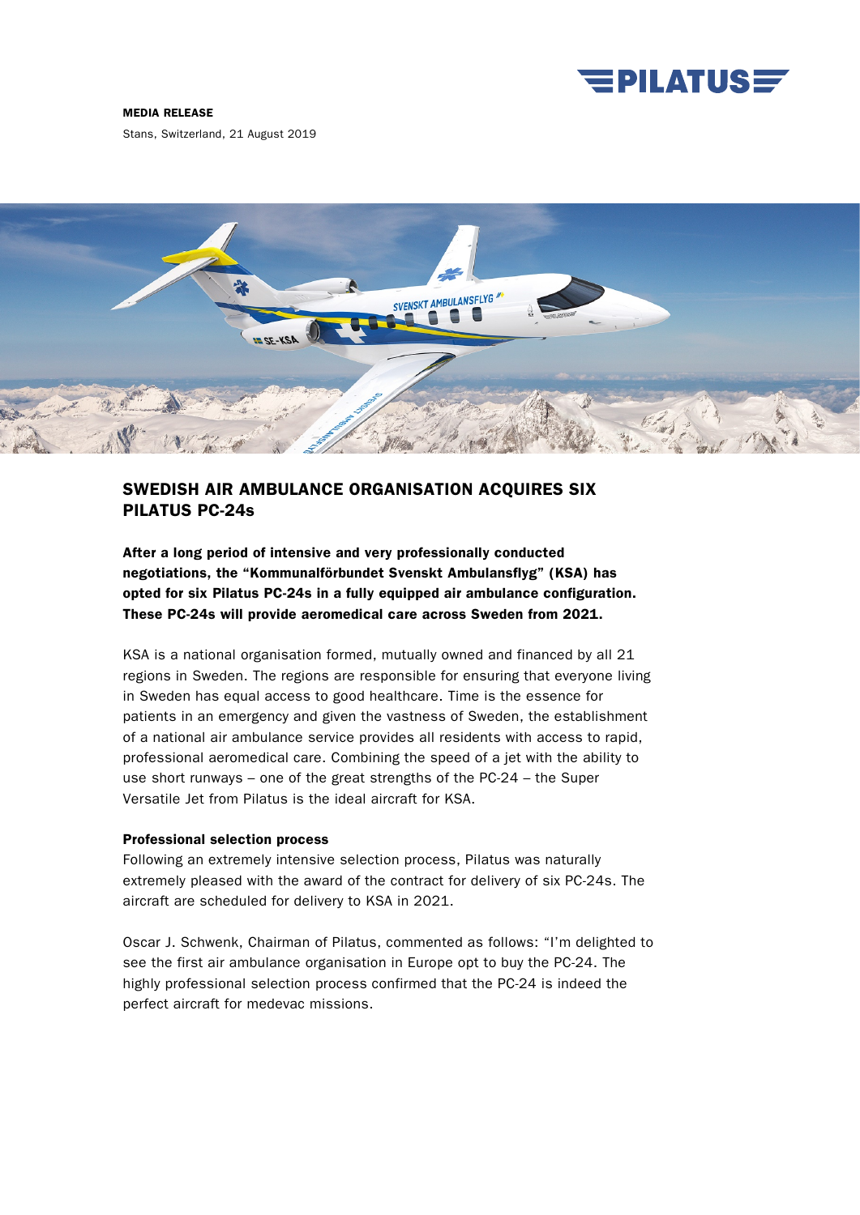**MEDIA RELEASE**

Stans, Switzerland, 21 August 2019

## SWEDISH AIR AMBULANCE ORGANISATION ACQUIRES SIX PILATUS PC-24s

**After a long period of intensive and very professionally conducted negotiations, the "Kommunalförbundet Svenskt Ambulansflyg" (KSA) has opted for six Pilatus PC-24s in a fully equipped air ambulance configuration. These PC-24s will provide aeromedical care across Sweden from 2021.**

KSA is a national organisation formed, mutually owned and financed by all 21 regions in Sweden. The regions are responsible for ensuring that everyone living in Sweden has equal access to good healthcare. Time is the essence for patients in an emergency and given the vastness of Sweden, the establishment of a national air ambulance service provides all residents with access to rapid, professional aeromedical care. Combining the speed of a jet with the ability to use short runways – one of the great strengths of the PC-24 – the Super Versatile Jet from Pilatus is the ideal aircraft for KSA.

### Professional selection process

Following an extremely intensive selection process, Pilatus was naturally extremely pleased with the award of the contract for delivery of six PC-24s. The aircraft are scheduled for delivery to KSA in 2021.

Oscar J. Schwenk, Chairman of Pilatus, commented as follows: "I'm delighted to see the first air ambulance organisation in Europe opt to buy the PC-24. The highly professional selection process confirmed that the PC-24 is indeed the perfect aircraft for medevac missions.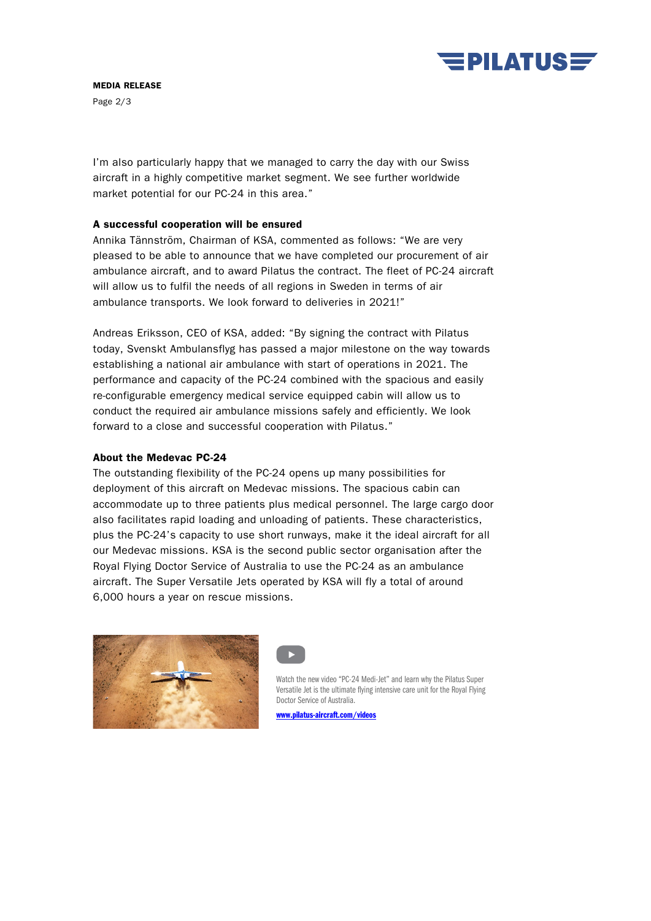I'm also particularly happy that we managed to carry the day with our Swiss aircraft in a highly competitive market segment. We see further worldwide market potential for our PC-24 in this area."

**A successful cooperation will be ensured**

Annika Tännström, Chairman of KSA, commented as follows: "We are very pleased to be able to announce that we have completed our procurement of air ambulance aircraft, and to award Pilatus the contract. The fleet of PC-24 aircraft will allow us to fulfil the needs of all regions in Sweden in terms of air ambulance transports. We look forward to deliveries in 2021!"

Andreas Eriksson, CEO of KSA, added: "By signing the contract with Pilatus today, Svenskt Ambulansflyg has passed a major milestone on the way towards establishing a national air ambulance with start of operations in 2021. The performance and capacity of the PC-24 combined with the spacious and easily re-configurable emergency medical service equipped cabin will allow us to conduct the required air ambulance missions safely and efficiently. We look forward to a close and successful cooperation with Pilatus."

**About the Medevac PC-24**

The outstanding flexibility of the PC-24 opens up many possibilities for deployment of this aircraft on Medevac missions. The spacious cabin can accommodate up to three patients plus medical personnel. The large cargo door also facilitates rapid loading and unloading of patients. These characteristics, plus the PC-24's capacity to use short runways, make it the ideal aircraft for all our Medevac missions. KSA is the second public sector organisation after the Royal Flying Doctor Service of Australia to use the PC-24 as an ambulance aircraft. The Super Versatile Jets operated by KSA will fly a total of around 6,000 hours a year on rescue missions.

Watch the new video "PC-24 Medi-Jet" and learn why the Pilatus Super Versatile Jet is the ultimate flying intensive care unit for the Royal Flying Doctor Service of Australia.

www.pilatus-aircraft.com/videos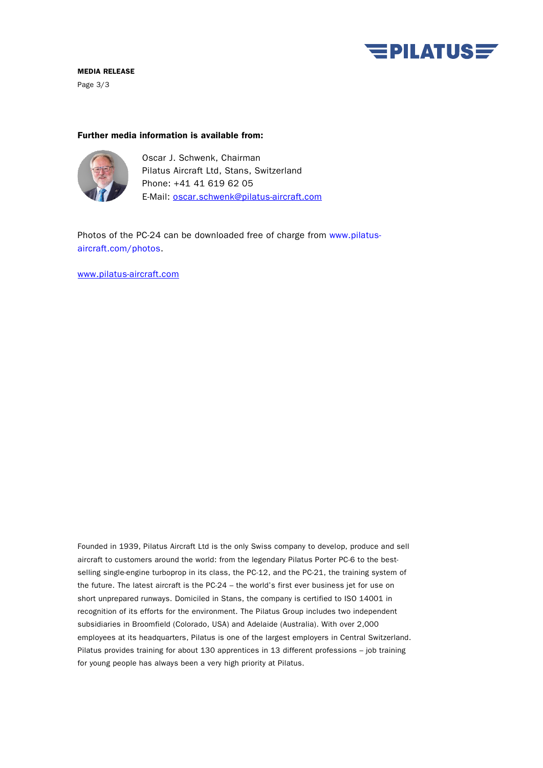**Further media information is available from:**

Oscar J. Schwenk, Chairman
Pilatus Aircraft Ltd, Stans, Switzerland
Phone: +41 41 619 62 05
E-Mail: oscar.schwenk@pilatus-aircraft.com

Photos of the PC-24 can be downloaded free of charge from www.pilatus-aircraft.com/photos.

www.pilatus-aircraft.com

Founded in 1939, Pilatus Aircraft Ltd is the only Swiss company to develop, produce and sell aircraft to customers around the world: from the legendary Pilatus Porter PC-6 to the best-selling single-engine turboprop in its class, the PC-12, and the PC-21, the training system of the future. The latest aircraft is the PC-24 – the world's first ever business jet for use on short unprepared runways. Domiciled in Stans, the company is certified to ISO 14001 in recognition of its efforts for the environment. The Pilatus Group includes two independent subsidiaries in Broomfield (Colorado, USA) and Adelaide (Australia). With over 2,000 employees at its headquarters, Pilatus is one of the largest employers in Central Switzerland. Pilatus provides training for about 130 apprentices in 13 different professions – job training for young people has always been a very high priority at Pilatus.